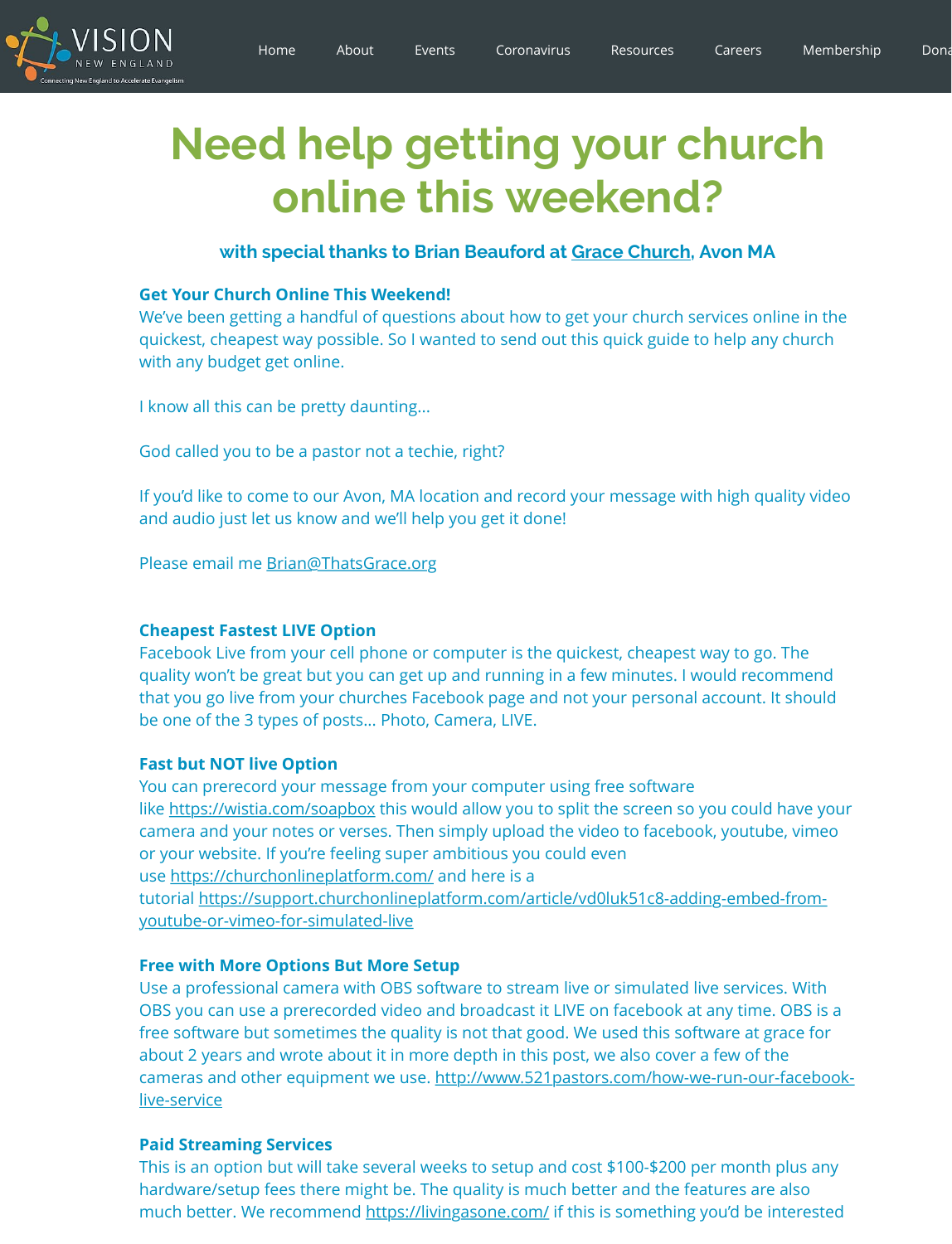# Need help getting your church online this weekend?

### with special thanks to Brian Beauford at Grace Church, Avon MA

**Get Your Church Online This Weekend!**
We've been getting a handful of questions about how to get your church services online in the quickest, cheapest way possible. So I wanted to send out this quick guide to help any church with any budget get online.

I know all this can be pretty daunting...

God called you to be a pastor not a techie, right?

If you'd like to come to our Avon, MA location and record your message with high quality video and audio just let us know and we'll help you get it done!

Please email me Brian@ThatsGrace.org

**Cheapest Fastest LIVE Option**
Facebook Live from your cell phone or computer is the quickest, cheapest way to go. The quality won't be great but you can get up and running in a few minutes. I would recommend that you go live from your churches Facebook page and not your personal account. It should be one of the 3 types of posts... Photo, Camera, LIVE.

**Fast but NOT live Option**
You can prerecord your message from your computer using free software like https://wistia.com/soapbox this would allow you to split the screen so you could have your camera and your notes or verses. Then simply upload the video to facebook, youtube, vimeo or your website. If you're feeling super ambitious you could even use https://churchonlineplatform.com/ and here is a tutorial https://support.churchonlineplatform.com/article/vd0luk51c8-adding-embed-from-youtube-or-vimeo-for-simulated-live

**Free with More Options But More Setup**
Use a professional camera with OBS software to stream live or simulated live services. With OBS you can use a prerecorded video and broadcast it LIVE on facebook at any time. OBS is a free software but sometimes the quality is not that good. We used this software at grace for about 2 years and wrote about it in more depth in this post, we also cover a few of the cameras and other equipment we use. http://www.521pastors.com/how-we-run-our-facebook-live-service

**Paid Streaming Services**
This is an option but will take several weeks to setup and cost $100-$200 per month plus any hardware/setup fees there might be. The quality is much better and the features are also much better. We recommend https://livingasone.com/ if this is something you'd be interested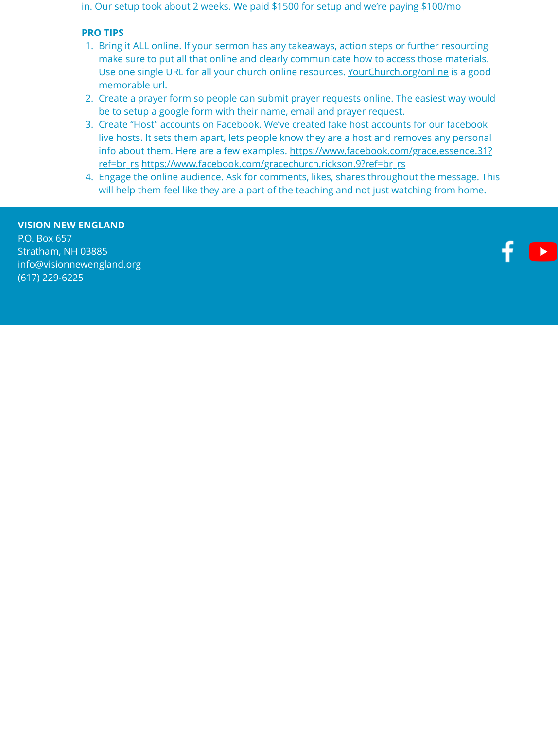in. Our setup took about 2 weeks. We paid $1500 for setup and we're paying $100/mo

**PRO TIPS**

1. Bring it ALL online. If your sermon has any takeaways, action steps or further resourcing make sure to put all that online and clearly communicate how to access those materials. Use one single URL for all your church online resources. YourChurch.org/online is a good memorable url.
2. Create a prayer form so people can submit prayer requests online. The easiest way would be to setup a google form with their name, email and prayer request.
3. Create "Host" accounts on Facebook. We've created fake host accounts for our facebook live hosts. It sets them apart, lets people know they are a host and removes any personal info about them. Here are a few examples. https://www.facebook.com/grace.essence.31?ref=br_rs https://www.facebook.com/gracechurch.rickson.9?ref=br_rs
4. Engage the online audience. Ask for comments, likes, shares throughout the message. This will help them feel like they are a part of the teaching and not just watching from home.

**VISION NEW ENGLAND**
P.O. Box 657
Stratham, NH 03885
info@visionnewengland.org
(617) 229-6225